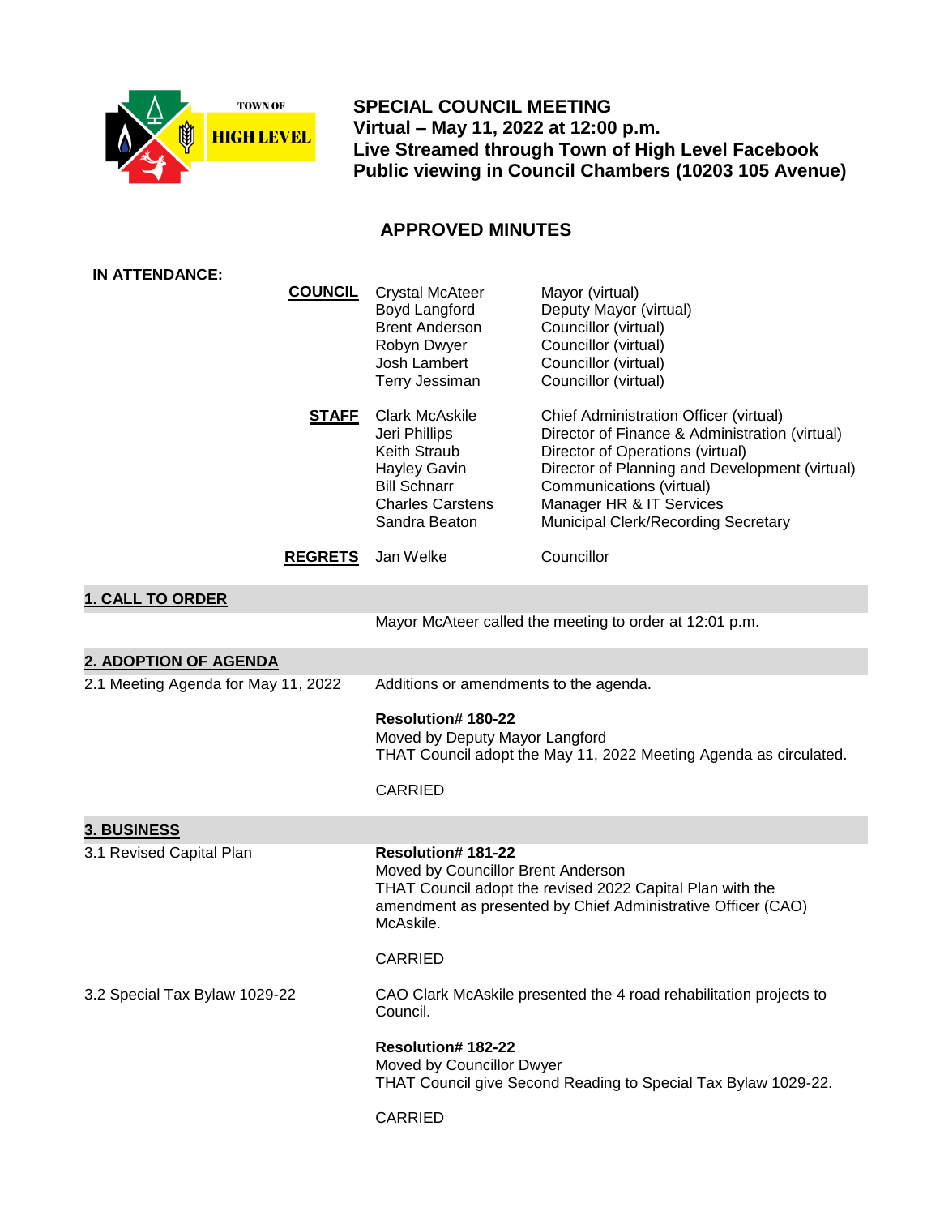TOWN OF HIGH LEVEL

# SPECIAL COUNCIL MEETING

**Virtual – May 11, 2022 at 12:00 p.m.**
**Live Streamed through Town of High Level Facebook**
**Public viewing in Council Chambers (10203 105 Avenue)**

## APPROVED MINUTES

**IN ATTENDANCE:**

| | | |
|---|---|---|
| **COUNCIL** | Crystal McAteer | Mayor (virtual) |
| | Boyd Langford | Deputy Mayor (virtual) |
| | Brent Anderson | Councillor (virtual) |
| | Robyn Dwyer | Councillor (virtual) |
| | Josh Lambert | Councillor (virtual) |
| | Terry Jessiman | Councillor (virtual) |
| **STAFF** | Clark McAskile | Chief Administration Officer (virtual) |
| | Jeri Phillips | Director of Finance & Administration (virtual) |
| | Keith Straub | Director of Operations (virtual) |
| | Hayley Gavin | Director of Planning and Development (virtual) |
| | Bill Schnarr | Communications (virtual) |
| | Charles Carstens | Manager HR & IT Services |
| | Sandra Beaton | Municipal Clerk/Recording Secretary |
| **REGRETS** | Jan Welke | Councillor |

### 1. CALL TO ORDER

Mayor McAteer called the meeting to order at 12:01 p.m.

### 2. ADOPTION OF AGENDA

**2.1 Meeting Agenda for May 11, 2022**

Additions or amendments to the agenda.

**Resolution# 180-22**
Moved by Deputy Mayor Langford
THAT Council adopt the May 11, 2022 Meeting Agenda as circulated.

CARRIED

### 3. BUSINESS

**3.1 Revised Capital Plan**

**Resolution# 181-22**
Moved by Councillor Brent Anderson
THAT Council adopt the revised 2022 Capital Plan with the amendment as presented by Chief Administrative Officer (CAO) McAskile.

CARRIED

**3.2 Special Tax Bylaw 1029-22**

CAO Clark McAskile presented the 4 road rehabilitation projects to Council.

**Resolution# 182-22**
Moved by Councillor Dwyer
THAT Council give Second Reading to Special Tax Bylaw 1029-22.

CARRIED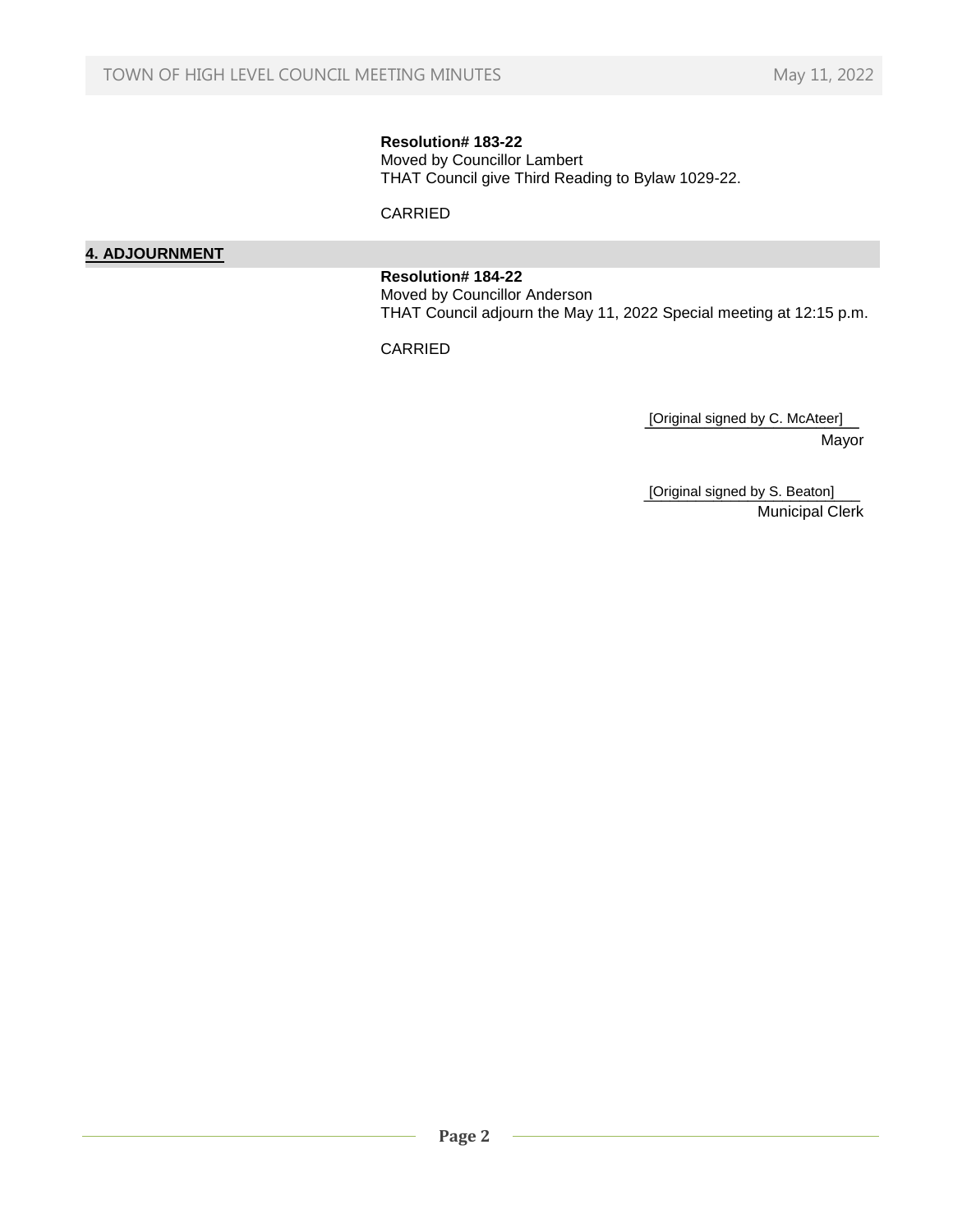**Resolution# 183-22**
Moved by Councillor Lambert
THAT Council give Third Reading to Bylaw 1029-22.

CARRIED

## 4. ADJOURNMENT

**Resolution# 184-22**
Moved by Councillor Anderson
THAT Council adjourn the May 11, 2022 Special meeting at 12:15 p.m.

CARRIED

[Original signed by C. McAteer]
Mayor

[Original signed by S. Beaton]
Municipal Clerk